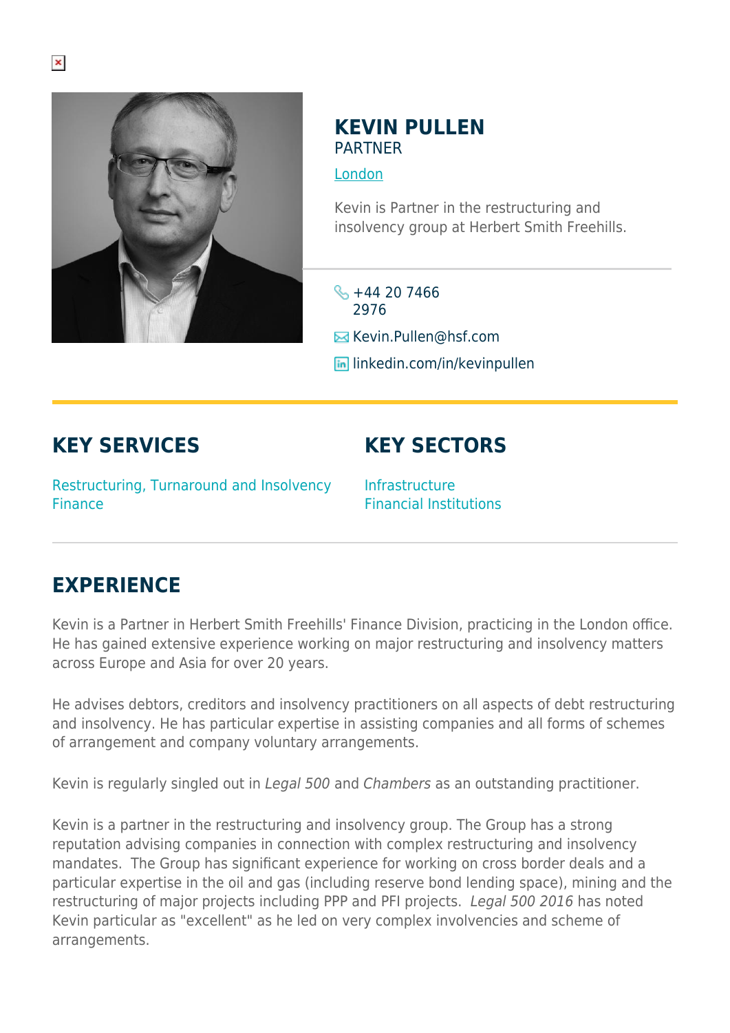# KEVIN PULLEN

PARTNER

London

Kevin is Partner in the restructuring and insolvency group at Herbert Smith Freehills.

+44 20 7466 2976

Kevin.Pullen@hsf.com

linkedin.com/in/kevinpullen

## KEY SERVICES

Restructuring, Turnaround and Insolvency
Finance

## KEY SECTORS

Infrastructure
Financial Institutions

## EXPERIENCE

Kevin is a Partner in Herbert Smith Freehills' Finance Division, practicing in the London office. He has gained extensive experience working on major restructuring and insolvency matters across Europe and Asia for over 20 years.

He advises debtors, creditors and insolvency practitioners on all aspects of debt restructuring and insolvency. He has particular expertise in assisting companies and all forms of schemes of arrangement and company voluntary arrangements.

Kevin is regularly singled out in *Legal 500* and *Chambers* as an outstanding practitioner.

Kevin is a partner in the restructuring and insolvency group. The Group has a strong reputation advising companies in connection with complex restructuring and insolvency mandates. The Group has significant experience for working on cross border deals and a particular expertise in the oil and gas (including reserve bond lending space), mining and the restructuring of major projects including PPP and PFI projects. *Legal 500 2016* has noted Kevin particular as "excellent" as he led on very complex involvencies and scheme of arrangements.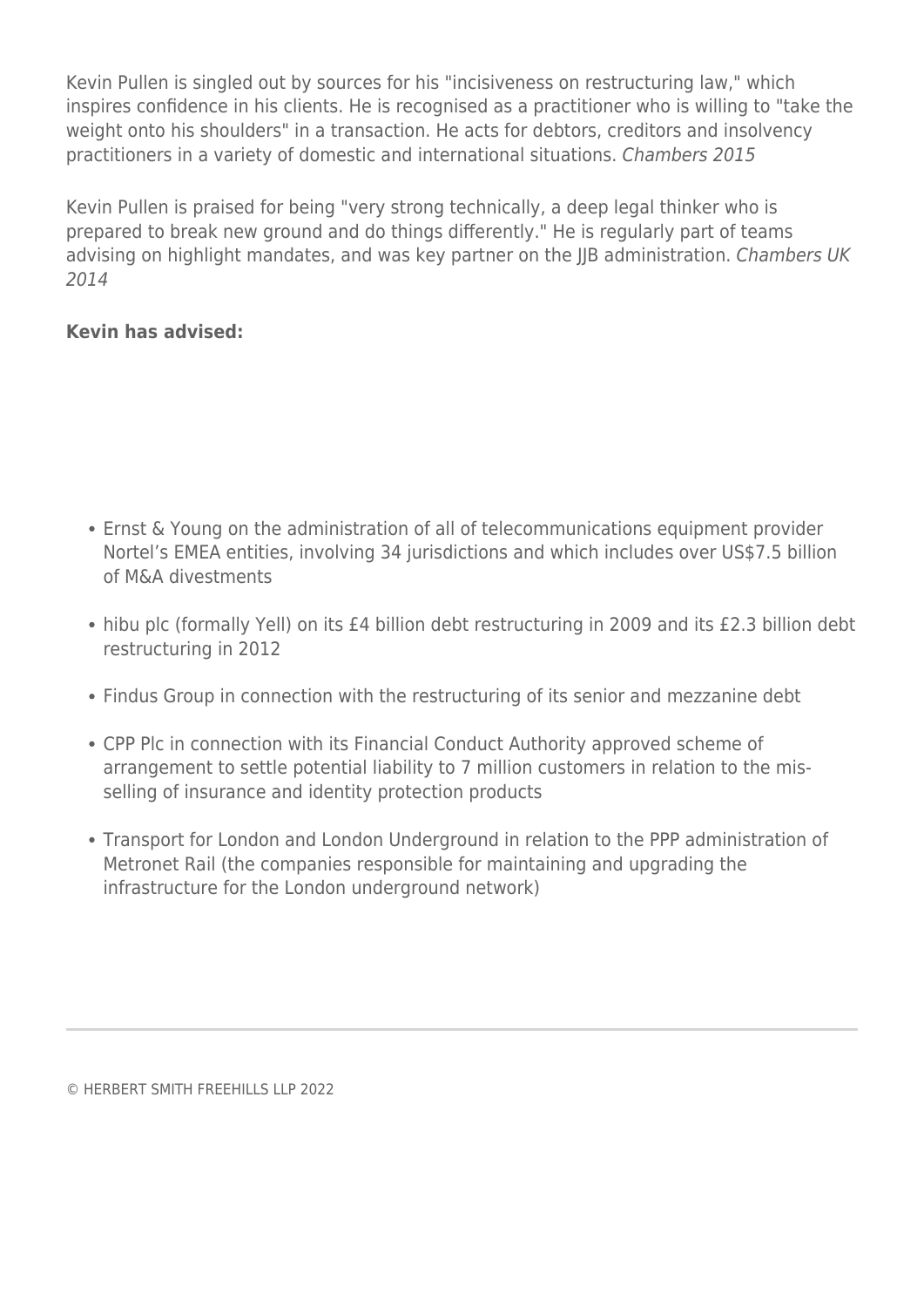Kevin Pullen is singled out by sources for his "incisiveness on restructuring law," which inspires confidence in his clients. He is recognised as a practitioner who is willing to "take the weight onto his shoulders" in a transaction. He acts for debtors, creditors and insolvency practitioners in a variety of domestic and international situations. *Chambers 2015*

Kevin Pullen is praised for being "very strong technically, a deep legal thinker who is prepared to break new ground and do things differently." He is regularly part of teams advising on highlight mandates, and was key partner on the JJB administration. *Chambers UK 2014*

**Kevin has advised:**

- Ernst & Young on the administration of all of telecommunications equipment provider Nortel's EMEA entities, involving 34 jurisdictions and which includes over US$7.5 billion of M&A divestments
- hibu plc (formally Yell) on its £4 billion debt restructuring in 2009 and its £2.3 billion debt restructuring in 2012
- Findus Group in connection with the restructuring of its senior and mezzanine debt
- CPP Plc in connection with its Financial Conduct Authority approved scheme of arrangement to settle potential liability to 7 million customers in relation to the mis-selling of insurance and identity protection products
- Transport for London and London Underground in relation to the PPP administration of Metronet Rail (the companies responsible for maintaining and upgrading the infrastructure for the London underground network)

© HERBERT SMITH FREEHILLS LLP 2022